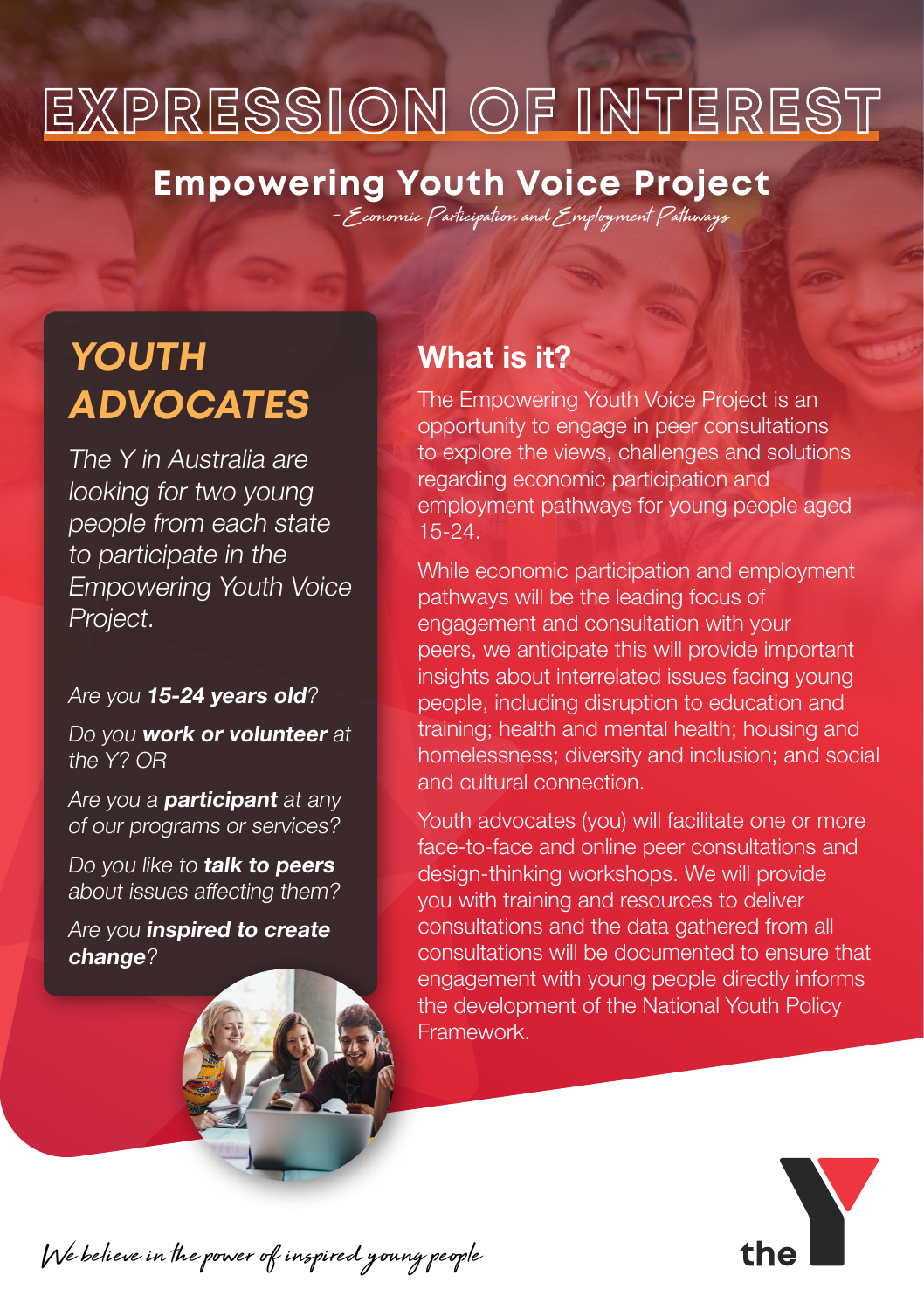# EXPRESSION OF INTEREST

## Empowering Youth Voice Project

*- Economic Participation and Employment Pathways*

## *YOUTH ADVOCATES*

*The Y in Australia are looking for two young people from each state to participate in the Empowering Youth Voice Project.*

*Are you **15-24 years old**?*

*Do you **work or volunteer** at the Y? OR*

*Are you a **participant** at any of our programs or services?*

*Do you like to **talk to peers** about issues affecting them?*

*Are you **inspired to create change**?*

## What is it?

The Empowering Youth Voice Project is an opportunity to engage in peer consultations to explore the views, challenges and solutions regarding economic participation and employment pathways for young people aged 15-24.

While economic participation and employment pathways will be the leading focus of engagement and consultation with your peers, we anticipate this will provide important insights about interrelated issues facing young people, including disruption to education and training; health and mental health; housing and homelessness; diversity and inclusion; and social and cultural connection.

Youth advocates (you) will facilitate one or more face-to-face and online peer consultations and design-thinking workshops. We will provide you with training and resources to deliver consultations and the data gathered from all consultations will be documented to ensure that engagement with young people directly informs the development of the National Youth Policy Framework.

*We believe in the power of inspired young people*

the Y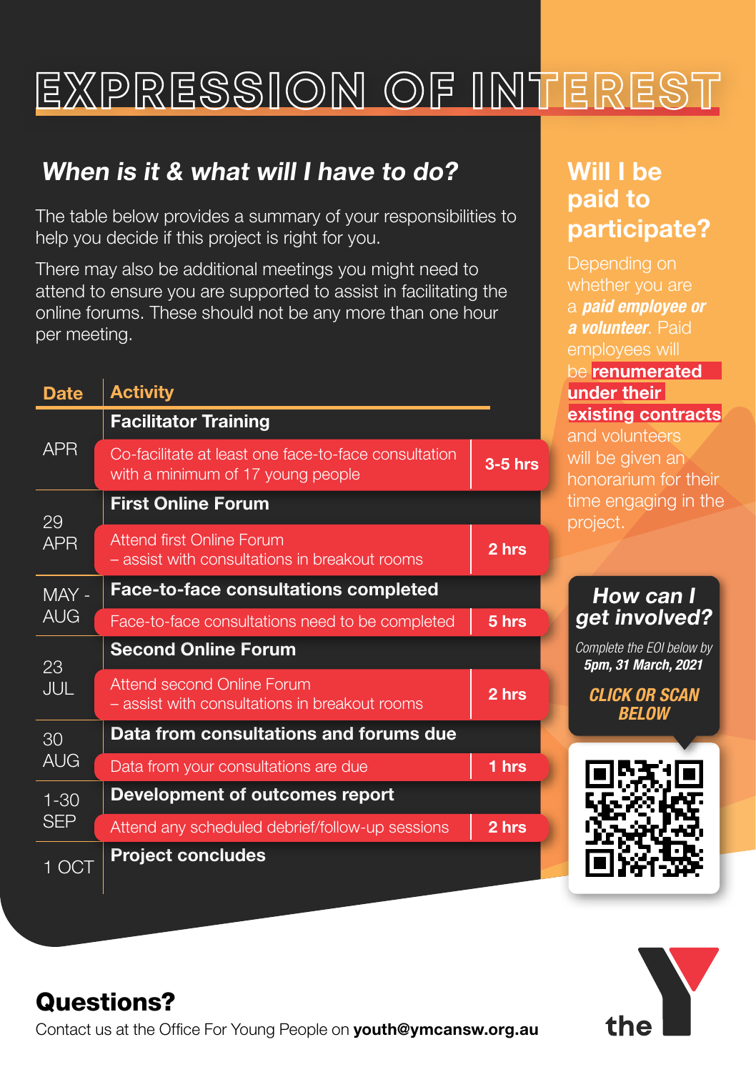# EXPRESSION OF INTEREST

## *When is it & what will I have to do?*

The table below provides a summary of your responsibilities to help you decide if this project is right for you.

There may also be additional meetings you might need to attend to ensure you are supported to assist in facilitating the online forums. These should not be any more than one hour per meeting.

| Date | Activity | |
|---|---|---|
| APR | **Facilitator Training** | |
| | Co-facilitate at least one face-to-face consultation with a minimum of 17 young people | 3-5 hrs |
| 29 APR | **First Online Forum** | |
| | Attend first Online Forum – assist with consultations in breakout rooms | 2 hrs |
| MAY - AUG | **Face-to-face consultations completed** | |
| | Face-to-face consultations need to be completed | 5 hrs |
| 23 JUL | **Second Online Forum** | |
| | Attend second Online Forum – assist with consultations in breakout rooms | 2 hrs |
| 30 AUG | **Data from consultations and forums due** | |
| | Data from your consultations are due | 1 hrs |
| 1-30 SEP | **Development of outcomes report** | |
| | Attend any scheduled debrief/follow-up sessions | 2 hrs |
| 1 OCT | **Project concludes** | |

## Will I be paid to participate?

Depending on whether you are a ***paid employee or a volunteer***. Paid employees will be **renumerated under their existing contracts** and volunteers will be given an honorarium for their time engaging in the project.

## *How can I get involved?*

*Complete the EOI below by* ***5pm, 31 March, 2021***

***CLICK OR SCAN BELOW***

## Questions?

Contact us at the Office For Young People on **youth@ymcansw.org.au**

the Y